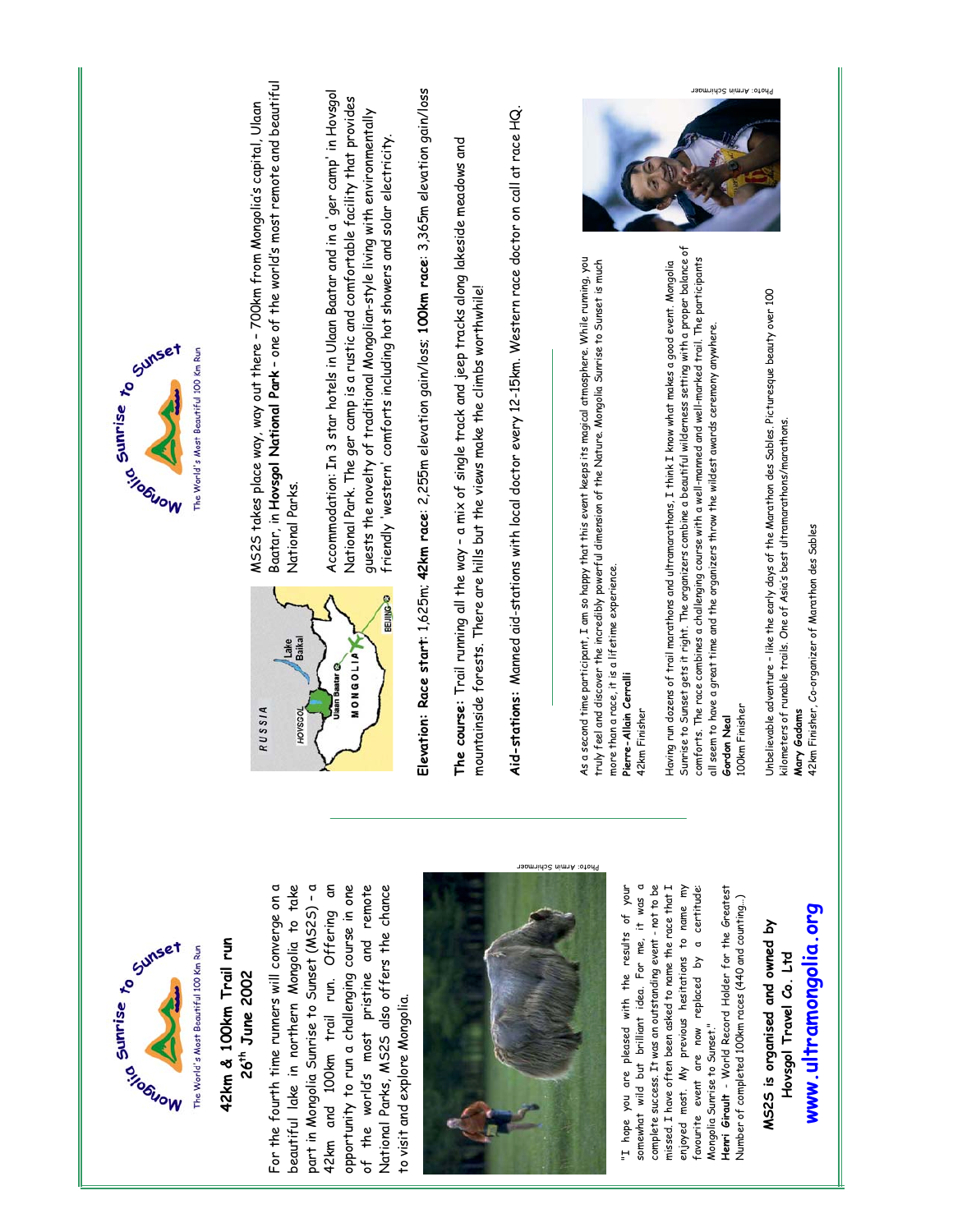**Mongolia Sunrise to Sunset**

The World's Most Beautiful 100 Km Run

## 42km & 100km Trail run

## 26th June 2002

For the fourth time runners will converge on a beautiful lake in northern Mongolia to take part in Mongolia Sunrise to Sunset (MS2S) - a 42km and 100km trail run. Offering an opportunity to run a challenging course in one of the world's most pristine and remote National Parks, MS2S also offers the chance to visit and explore Mongolia.

Photo: Armin Schirmaer

"I hope you are pleased with the results of your somewhat wild but brilliant idea. For me, it was a complete success. It was an outstanding event - not to be missed. I have often been asked to name the race that I enjoyed most. My previous hesitations to name my favourite event are now replaced by a certitude: Mongolia Sunrise to Sunset."
**Henri Girault** - World Record Holder for the Greatest Number of completed 100km races (440 and counting..)

**MS2S is organised and owned by**
**Hovsgol Travel Co. Ltd**
**www.ultramongolia.org**

---

**Mongolia Sunrise to Sunset**

The World's Most Beautiful 100 Km Run

RUSSIA, HOVSGOL, Lake Baikal, Ulaan Baatar, MONGOLIA, BEIJING

MS2S takes place way, way out there - 700km from Mongolia's capital, Ulaan Baatar, in **Hovsgol National Park** - one of the world's most remote and beautiful National Parks.

Accommodation: In 3 star hotels in Ulaan Baatar and in a 'ger camp' in Hovsgol National Park. The ger camp is a rustic and comfortable facility that provides guests the novelty of traditional Mongolian-style living with environmentally friendly 'western' comforts including hot showers and solar electricity.

**Elevation: Race start**: 1,625m; **42km race**: 2,255m elevation gain/loss; **100km race**: 3,365m elevation gain/loss

**The course:** Trail running all the way - a mix of single track and jeep tracks along lakeside meadows and mountainside forests. There are hills but the views make the climbs worthwhile!

**Aid-stations:** Manned aid-stations with local doctor every 12-15km. Western race doctor on call at race HQ.

As a second time participant, I am so happy that this event keeps its magical atmosphere. While running, you truly feel and discover the incredibly powerful dimension of the Nature. Mongolia Sunrise to Sunset is much more than a race, it is a lifetime experience.
**Pierre-Allain Cerralli**
42km Finisher

Having run dozens of trail marathons and ultramarathons, I think I know what makes a good event. Mongolia Sunrise to Sunset gets it right. The organizers combine a beautiful wilderness setting with a proper balance of comforts. The race combines a challenging course with a well-manned and well-marked trail. The participants all seem to have a great time and the organizers throw the wildest awards ceremony anywhere.
**Gordon Neal**
100km Finisher

Unbelievable adventure - like the early days of the Marathon des Sables. Picturesque beauty over 100 kilometers of runable trails. One of Asia's best ultramarathons/marathons.
**Mary Gadams**
42km Finisher, Co-organizer of Marathon des Sables

Photo: Armin Schirmaer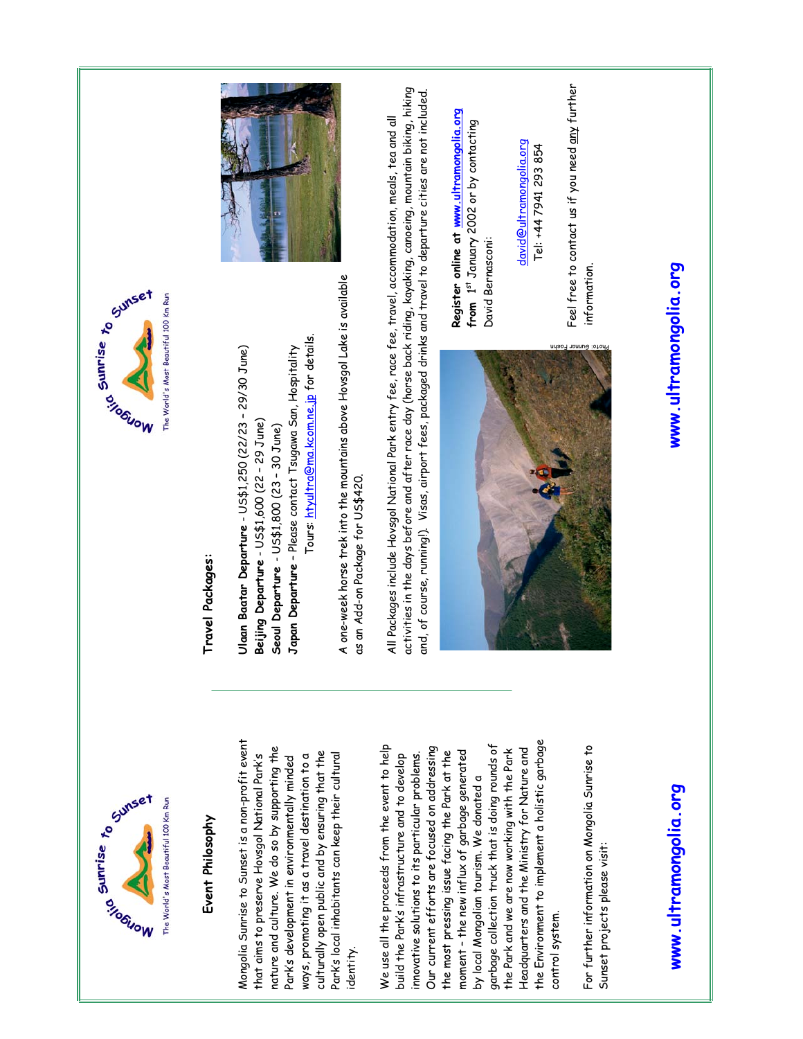Mongolia Sunrise to Sunset
The World's Most Beautiful 100 Km Run

## Event Philosophy

Mongolia Sunrise to Sunset is a non-profit event that aims to preserve Hovsgol National Park's nature and culture. We do so by supporting the Park's development in environmentally minded ways, promoting it as a travel destination to a culturally open public and by ensuring that the Park's local inhabitants can keep their cultural identity.

We use all the proceeds from the event to help build the Park's infrastructure and to develop innovative solutions to its particular problems. Our current efforts are focused on addressing the most pressing issue facing the Park at the moment – the new influx of garbage generated by local Mongolian tourism. We donated a garbage collection truck that is doing rounds of the Park and we are now working with the Park Headquarters and the Ministry for Nature and the Environment to implement a holistic garbage control system.

For further information on Mongolia Sunrise to Sunset projects please visit:

**www.ultramongolia.org**

Mongolia Sunrise to Sunset
The World's Most Beautiful 100 Km Run

## Travel Packages:

**Ulaan Baatar Departure** - US$1,250 (22/23 – 29/30 June)
**Beijing Departure** - US$1,600 (22 – 29 June)
**Seoul Departure** - US$1,800 (23 – 30 June)
***Japan Departure*** – Please contact Tsugawa San, Hospitality Tours: htyultra@ma.kcom.ne.jp for details.

A one-week horse trek into the mountains above Hovsgol Lake is available as an Add-on Package for US$420.

All Packages include Hovsgol National Park entry fee, race fee, travel, accommodation, meals, tea and all activities in the days before and after race day (horse back riding, kayaking, canoeing, mountain biking, hiking and, of course, running!). Visas, airport fees, packaged drinks and travel to departure cities are not included.

Photo: Gunnar Faehn

**Register online at www.ultramongolia.org from** 1[st] January 2002 or by contacting David Bernasconi:

david@ultramongolia.org
Tel: +44 7941 293 854

Feel free to contact us if you need any further information.

**www.ultramongolia.org**